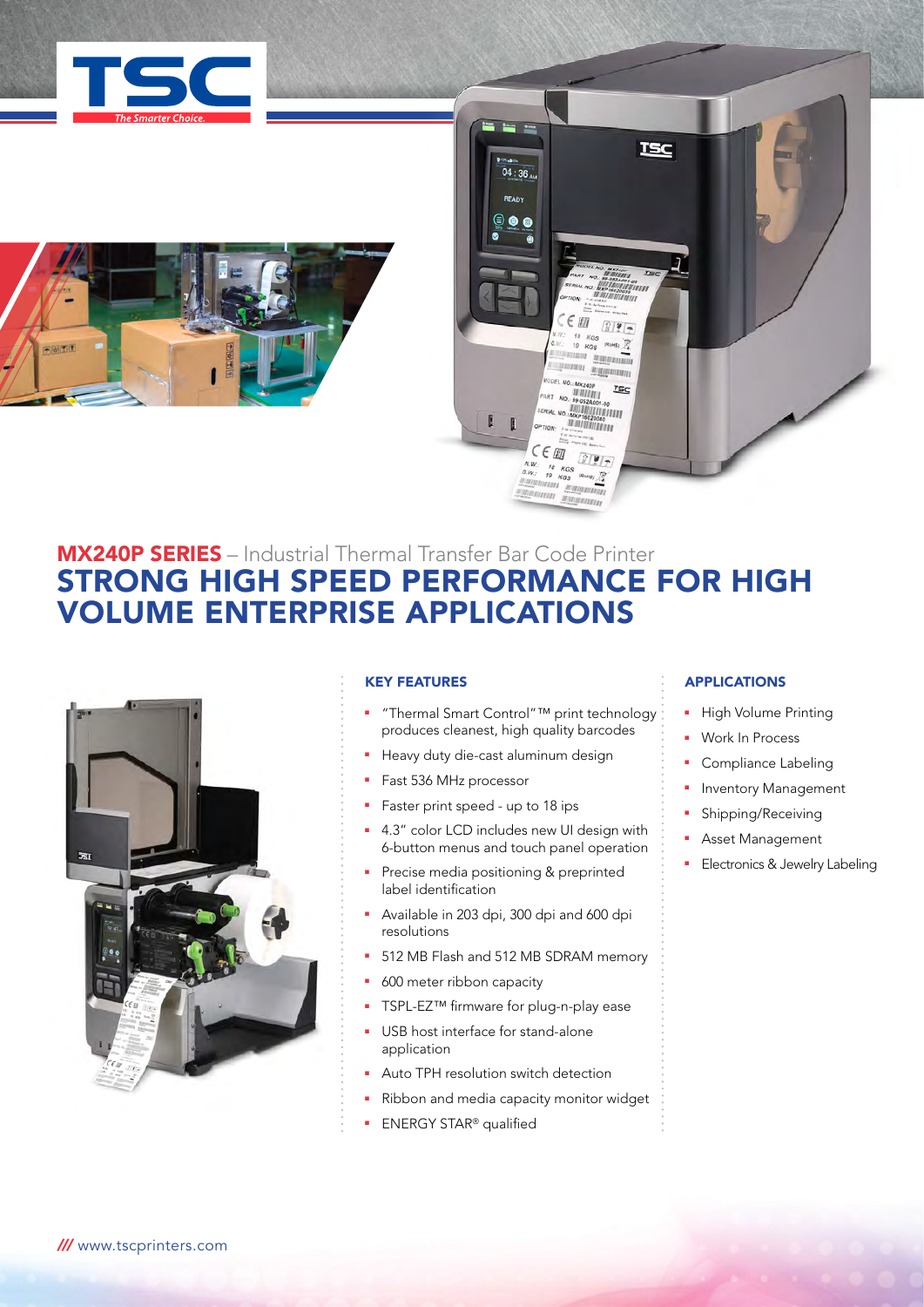# MX240P SERIES – Industrial Thermal Transfer Bar Code Printer

## STRONG HIGH SPEED PERFORMANCE FOR HIGH VOLUME ENTERPRISE APPLICATIONS

### KEY FEATURES

- "Thermal Smart Control"™ print technology produces cleanest, high quality barcodes
- Heavy duty die-cast aluminum design
- Fast 536 MHz processor
- Faster print speed - up to 18 ips
- 4.3" color LCD includes new UI design with 6-button menus and touch panel operation
- Precise media positioning & preprinted label identification
- Available in 203 dpi, 300 dpi and 600 dpi resolutions
- 512 MB Flash and 512 MB SDRAM memory
- 600 meter ribbon capacity
- TSPL-EZ™ firmware for plug-n-play ease
- USB host interface for stand-alone application
- Auto TPH resolution switch detection
- Ribbon and media capacity monitor widget
- ENERGY STAR® qualified

### APPLICATIONS

- High Volume Printing
- Work In Process
- Compliance Labeling
- Inventory Management
- Shipping/Receiving
- Asset Management
- Electronics & Jewelry Labeling

/// www.tscprinters.com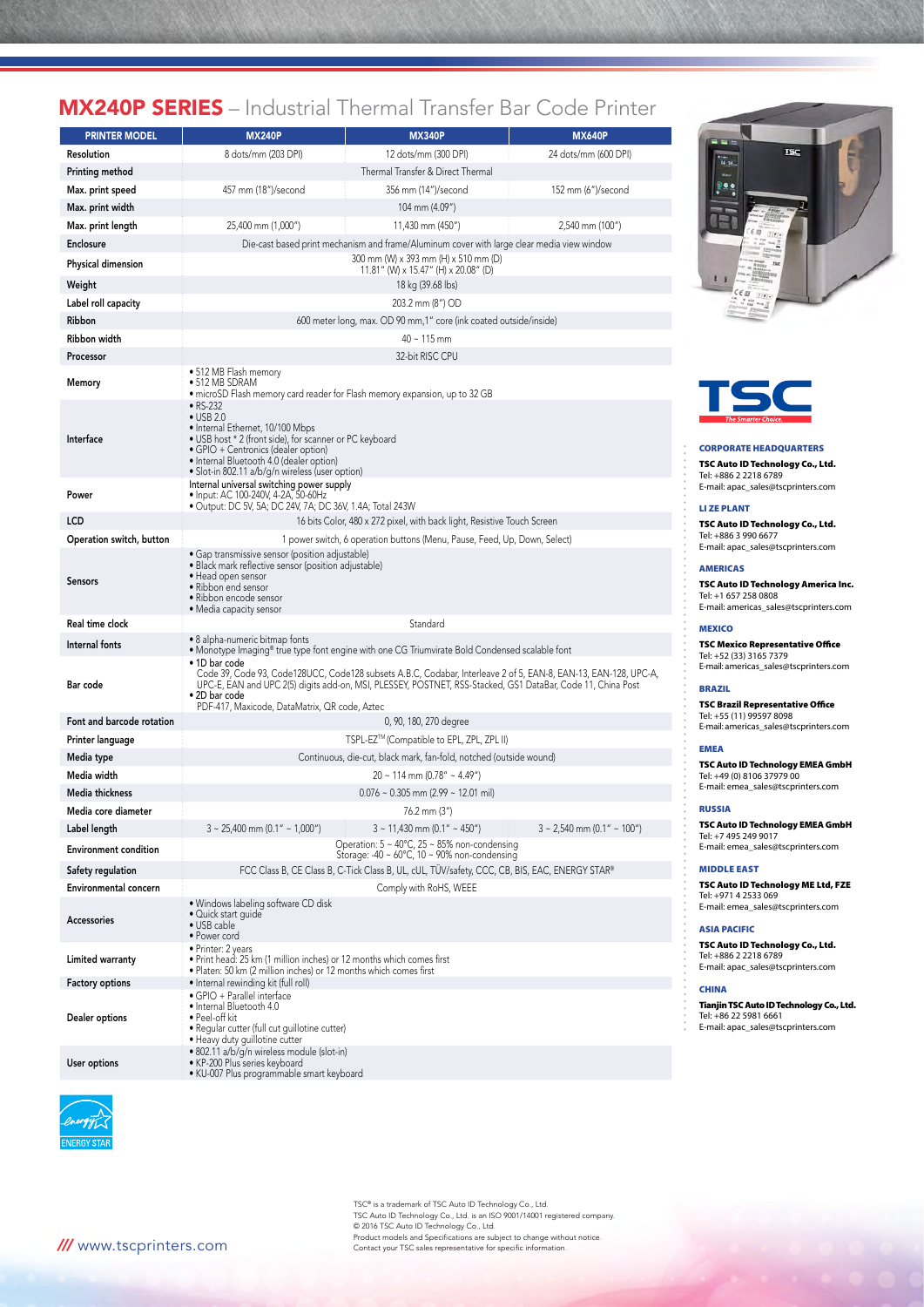# MX240P SERIES – Industrial Thermal Transfer Bar Code Printer

| PRINTER MODEL | MX240P | MX340P | MX640P |
|---|---|---|---|
| Resolution | 8 dots/mm (203 DPI) | 12 dots/mm (300 DPI) | 24 dots/mm (600 DPI) |
| Printing method | Thermal Transfer & Direct Thermal | | |
| Max. print speed | 457 mm (18")/second | 356 mm (14")/second | 152 mm (6")/second |
| Max. print width | 104 mm (4.09") | | |
| Max. print length | 25,400 mm (1,000") | 11,430 mm (450") | 2,540 mm (100") |
| Enclosure | Die-cast based print mechanism and frame/Aluminum cover with large clear media view window | | |
| Physical dimension | 300 mm (W) x 393 mm (H) x 510 mm (D)<br>11.81" (W) x 15.47" (H) x 20.08" (D) | | |
| Weight | 18 kg (39.68 lbs) | | |
| Label roll capacity | 203.2 mm (8") OD | | |
| Ribbon | 600 meter long, max. OD 90 mm,1" core (ink coated outside/inside) | | |
| Ribbon width | 40 ~ 115 mm | | |
| Processor | 32-bit RISC CPU | | |
| Memory | • 512 MB Flash memory<br>• 512 MB SDRAM<br>• microSD Flash memory card reader for Flash memory expansion, up to 32 GB | | |
| Interface | • RS-232<br>• USB 2.0<br>• Internal Ethernet, 10/100 Mbps<br>• USB host * 2 (front side), for scanner or PC keyboard<br>• GPIO + Centronics (dealer option)<br>• Internal Bluetooth 4.0 (dealer option)<br>• Slot-in 802.11 a/b/g/n wireless (user option) | | |
| Power | Internal universal switching power supply<br>• Input: AC 100-240V, 4-2A, 50-60Hz<br>• Output: DC 5V, 5A; DC 24V, 7A; DC 36V, 1.4A; Total 243W | | |
| LCD | 16 bits Color, 480 x 272 pixel, with back light, Resistive Touch Screen | | |
| Operation switch, button | 1 power switch, 6 operation buttons (Menu, Pause, Feed, Up, Down, Select) | | |
| Sensors | • Gap transmissive sensor (position adjustable)<br>• Black mark reflective sensor (position adjustable)<br>• Head open sensor<br>• Ribbon end sensor<br>• Ribbon encode sensor<br>• Media capacity sensor | | |
| Real time clock | Standard | | |
| Internal fonts | • 8 alpha-numeric bitmap fonts<br>• Monotype Imaging® true type font engine with one CG Triumvirate Bold Condensed scalable font | | |
| Bar code | • 1D bar code<br>Code 39, Code 93, Code128UCC, Code128 subsets A.B.C, Codabar, Interleave 2 of 5, EAN-8, EAN-13, EAN-128, UPC-A, UPC-E, EAN and UPC 2(5) digits add-on, MSI, PLESSEY, POSTNET, RSS-Stacked, GS1 DataBar, Code 11, China Post<br>• 2D bar code<br>PDF-417, Maxicode, DataMatrix, QR code, Aztec | | |
| Font and barcode rotation | 0, 90, 180, 270 degree | | |
| Printer language | TSPL-EZ™ (Compatible to EPL, ZPL, ZPL II) | | |
| Media type | Continuous, die-cut, black mark, fan-fold, notched (outside wound) | | |
| Media width | 20 ~ 114 mm (0.78" ~ 4.49") | | |
| Media thickness | 0.076 ~ 0.305 mm (2.99 ~ 12.01 mil) | | |
| Media core diameter | 76.2 mm (3") | | |
| Label length | 3 ~ 25,400 mm (0.1" ~ 1,000") | 3 ~ 11,430 mm (0.1" ~ 450") | 3 ~ 2,540 mm (0.1" ~ 100") |
| Environment condition | Operation: 5 ~ 40°C, 25 ~ 85% non-condensing<br>Storage: -40 ~ 60°C, 10 ~ 90% non-condensing | | |
| Safety regulation | FCC Class B, CE Class B, C-Tick Class B, UL, cUL, TÜV/safety, CCC, CB, BIS, EAC, ENERGY STAR® | | |
| Environmental concern | Comply with RoHS, WEEE | | |
| Accessories | • Windows labeling software CD disk<br>• Quick start guide<br>• USB cable<br>• Power cord | | |
| Limited warranty | • Printer: 2 years<br>• Print head: 25 km (1 million inches) or 12 months which comes first<br>• Platen: 50 km (2 million inches) or 12 months which comes first | | |
| Factory options | • Internal rewinding kit (full roll) | | |
| Dealer options | • GPIO + Parallel interface<br>• Internal Bluetooth 4.0<br>• Peel-off kit<br>• Regular cutter (full cut guillotine cutter)<br>• Heavy duty guillotine cutter | | |
| User options | • 802.11 a/b/g/n wireless module (slot-in)<br>• KP-200 Plus series keyboard<br>• KU-007 Plus programmable smart keyboard | | |

ENERGY STAR

TSC
The Smarter Choice.

**CORPORATE HEADQUARTERS**
**TSC Auto ID Technology Co., Ltd.**
Tel: +886 2 2218 6789
E-mail: apac_sales@tscprinters.com

**LI ZE PLANT**
**TSC Auto ID Technology Co., Ltd.**
Tel: +886 3 990 6677
E-mail: apac_sales@tscprinters.com

**AMERICAS**
**TSC Auto ID Technology America Inc.**
Tel: +1 657 258 0808
E-mail: americas_sales@tscprinters.com

**MEXICO**
**TSC Mexico Representative Office**
Tel: +52 (33) 3165 7379
E-mail: americas_sales@tscprinters.com

**BRAZIL**
**TSC Brazil Representative Office**
Tel: +55 (11) 99597 8098
E-mail: americas_sales@tscprinters.com

**EMEA**
**TSC Auto ID Technology EMEA GmbH**
Tel: +49 (0) 8106 37979 00
E-mail: emea_sales@tscprinters.com

**RUSSIA**
**TSC Auto ID Technology EMEA GmbH**
Tel: +7 495 249 9017
E-mail: emea_sales@tscprinters.com

**MIDDLE EAST**
**TSC Auto ID Technology ME Ltd, FZE**
Tel: +971 4 2533 069
E-mail: emea_sales@tscprinters.com

**ASIA PACIFIC**
**TSC Auto ID Technology Co., Ltd.**
Tel: +886 2 2218 6789
E-mail: apac_sales@tscprinters.com

**CHINA**
**Tianjin TSC Auto ID Technology Co., Ltd.**
Tel: +86 22 5981 6661
E-mail: apac_sales@tscprinters.com

/// www.tscprinters.com

TSC® is a trademark of TSC Auto ID Technology Co., Ltd.
TSC Auto ID Technology Co., Ltd. is an ISO 9001/14001 registered company.
© 2016 TSC Auto ID Technology Co., Ltd.
Product models and Specifications are subject to change without notice.
Contact your TSC sales representative for specific information.